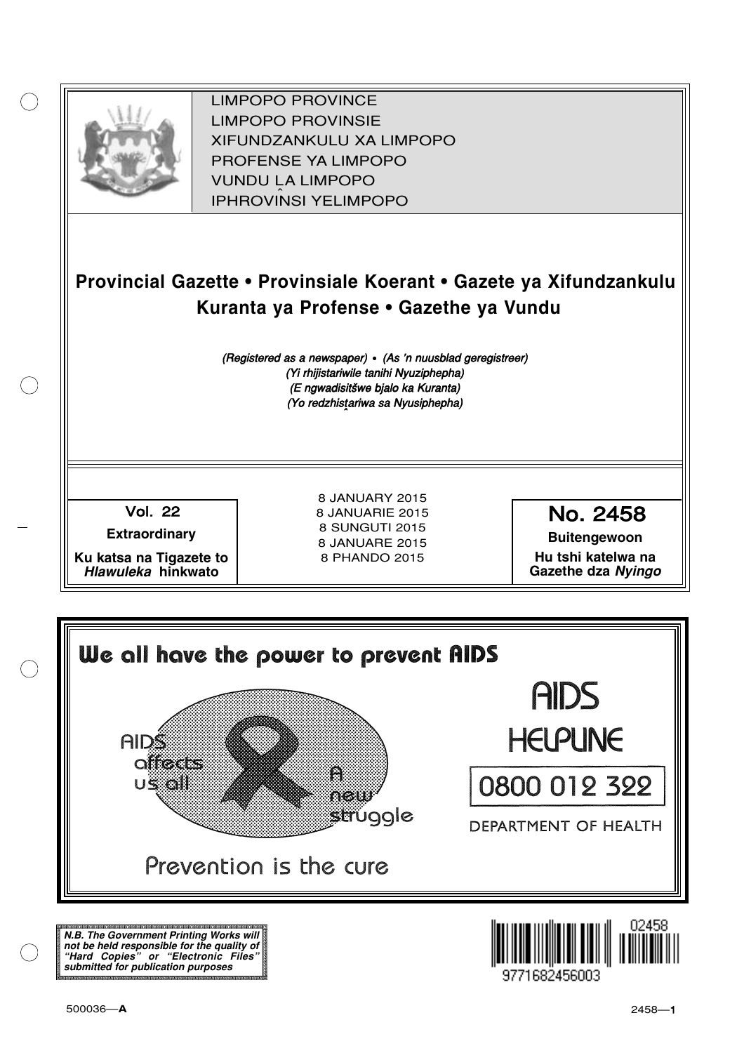LIMPOPO PROVINCE
LIMPOPO PROVINSIE
XIFUNDZANKULU XA LIMPOPO
PROFENSE YA LIMPOPO
VUNDU LA LIMPOPO
IPHROVINSI YELIMPOPO

# Provincial Gazette • Provinsiale Koerant • Gazete ya Xifundzankulu Kuranta ya Profense • Gazethe ya Vundu

*(Registered as a newspaper) • (As 'n nuusblad geregistreer)*
*(Yi rhijistariwile tanihi Nyuziphepha)*
*(E ngwadisitšwe bjalo ka Kuranta)*
*(Yo redzhistariwa sa Nyusiphepha)*

**Vol. 22**
**Extraordinary**
**Ku katsa na Tigazete to *Hlawuleka* hinkwato**

8 JANUARY 2015
8 JANUARIE 2015
8 SUNGUTI 2015
8 JANUARE 2015
8 PHANDO 2015

**No. 2458**
**Buitengewoon**
**Hu tshi katelwa na Gazethe dza *Nyingo***

We all have the power to prevent AIDS

AIDS affects us all

A new struggle

Prevention is the cure

AIDS HELPLINE

0800 012 322

DEPARTMENT OF HEALTH

***N.B. The Government Printing Works will not be held responsible for the quality of "Hard Copies" or "Electronic Files" submitted for publication purposes***

02458

9771682456003

500036—**A**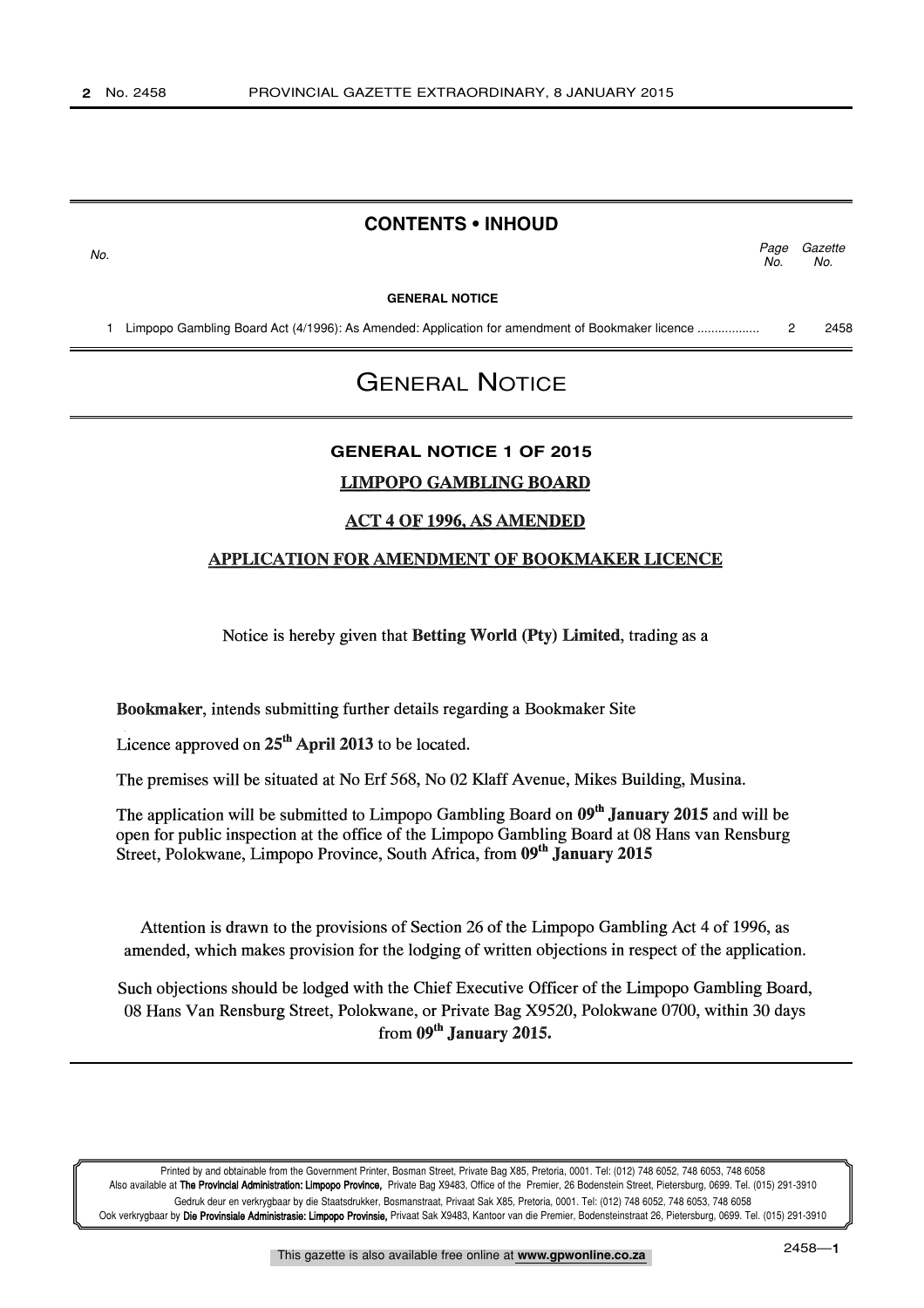## CONTENTS • INHOUD

| No. | | Page No. | Gazette No. |
|---|---|---|---|
| | **GENERAL NOTICE** | | |
| 1 | Limpopo Gambling Board Act (4/1996): As Amended: Application for amendment of Bookmaker licence ................. | 2 | 2458 |

# General Notice

## GENERAL NOTICE 1 OF 2015

### LIMPOPO GAMBLING BOARD

### ACT 4 OF 1996, AS AMENDED

### APPLICATION FOR AMENDMENT OF BOOKMAKER LICENCE

Notice is hereby given that **Betting World (Pty) Limited**, trading as a

**Bookmaker**, intends submitting further details regarding a Bookmaker Site

Licence approved on **25th April 2013** to be located.

The premises will be situated at No Erf 568, No 02 Klaff Avenue, Mikes Building, Musina.

The application will be submitted to Limpopo Gambling Board on **09th January 2015** and will be open for public inspection at the office of the Limpopo Gambling Board at 08 Hans van Rensburg Street, Polokwane, Limpopo Province, South Africa, from **09th January 2015**

Attention is drawn to the provisions of Section 26 of the Limpopo Gambling Act 4 of 1996, as amended, which makes provision for the lodging of written objections in respect of the application.

Such objections should be lodged with the Chief Executive Officer of the Limpopo Gambling Board, 08 Hans Van Rensburg Street, Polokwane, or Private Bag X9520, Polokwane 0700, within 30 days from **09th January 2015.**

Printed by and obtainable from the Government Printer, Bosman Street, Private Bag X85, Pretoria, 0001. Tel: (012) 748 6052, 748 6053, 748 6058
Also available at **The Provincial Administration: Limpopo Province,** Private Bag X9483, Office of the Premier, 26 Bodenstein Street, Pietersburg, 0699. Tel. (015) 291-3910
Gedruk deur en verkrygbaar by die Staatsdrukker, Bosmanstraat, Privaat Sak X85, Pretoria, 0001. Tel: (012) 748 6052, 748 6053, 748 6058
Ook verkrygbaar by **Die Provinsiale Administrasie: Limpopo Provinsie,** Privaat Sak X9483, Kantoor van die Premier, Bodensteinstraat 26, Pietersburg, 0699. Tel. (015) 291-3910